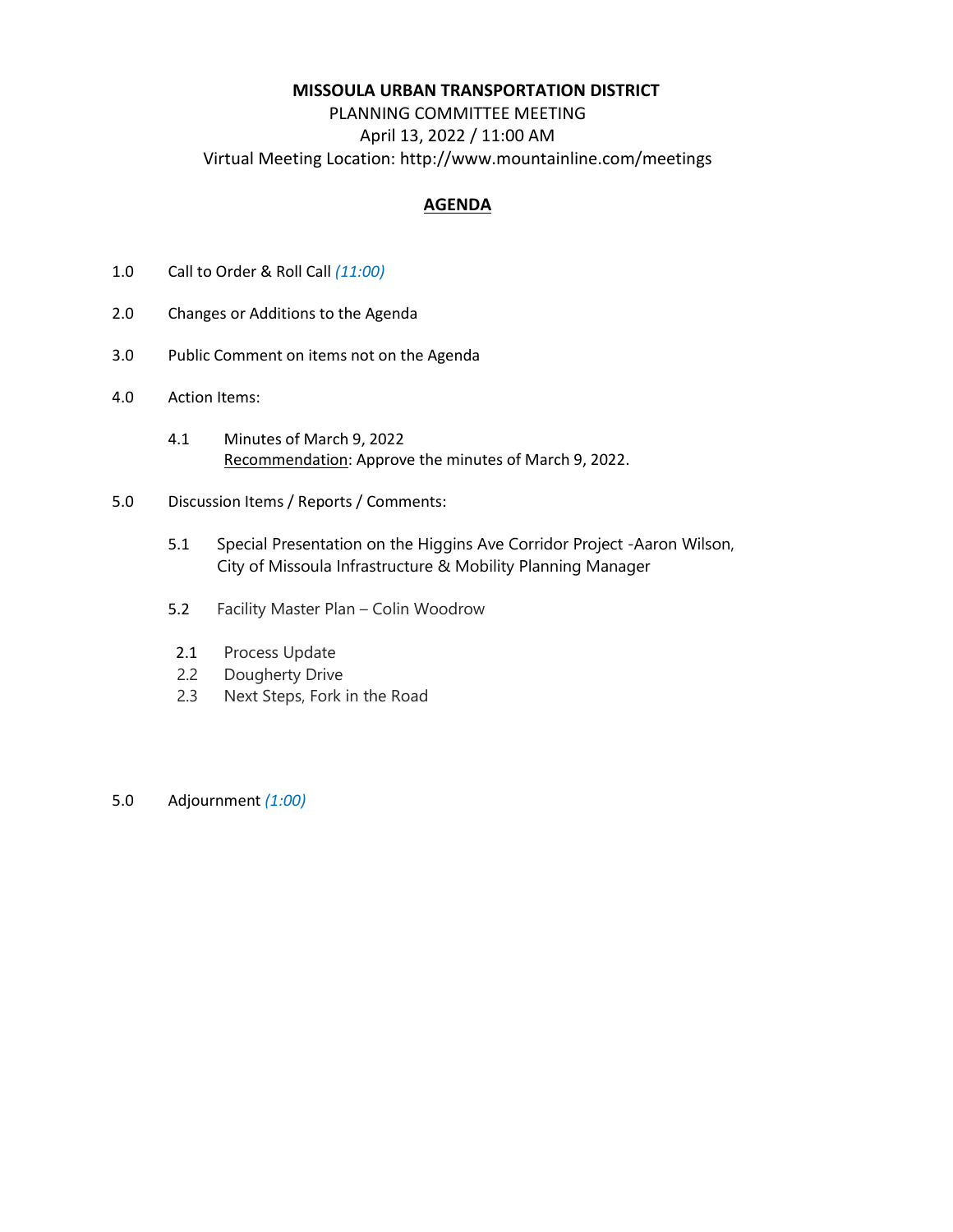**MISSOULA URBAN TRANSPORTATION DISTRICT**

PLANNING COMMITTEE MEETING

April 13, 2022 / 11:00 AM

Virtual Meeting Location: http://www.mountainline.com/meetings

**AGENDA**

1.0 Call to Order & Roll Call *(11:00)*

2.0 Changes or Additions to the Agenda

3.0 Public Comment on items not on the Agenda

4.0 Action Items:

4.1 Minutes of March 9, 2022
Recommendation: Approve the minutes of March 9, 2022.

5.0 Discussion Items / Reports / Comments:

5.1 Special Presentation on the Higgins Ave Corridor Project -Aaron Wilson, City of Missoula Infrastructure & Mobility Planning Manager

5.2 Facility Master Plan – Colin Woodrow

2.1 Process Update
2.2 Dougherty Drive
2.3 Next Steps, Fork in the Road

5.0 Adjournment *(1:00)*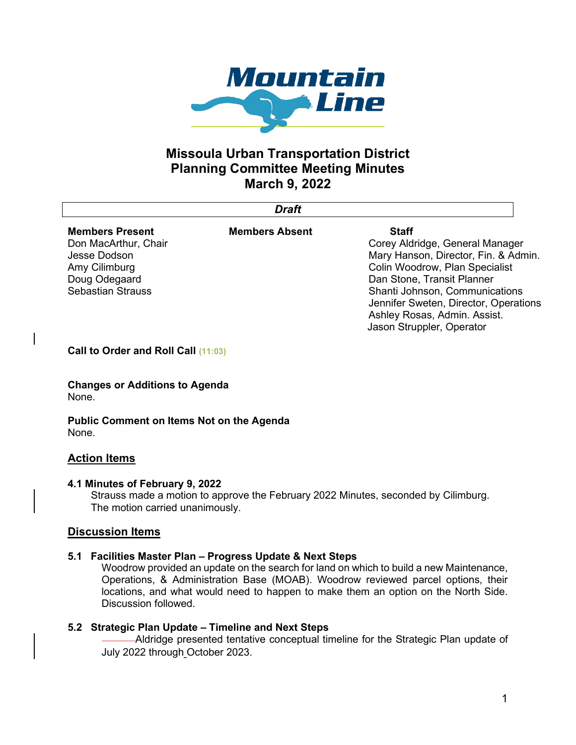# Missoula Urban Transportation District
# Planning Committee Meeting Minutes
# March 9, 2022

***Draft***

| Members Present | Members Absent | Staff |
|---|---|---|
| Don MacArthur, Chair | | Corey Aldridge, General Manager |
| Jesse Dodson | | Mary Hanson, Director, Fin. & Admin. |
| Amy Cilimburg | | Colin Woodrow, Plan Specialist |
| Doug Odegaard | | Dan Stone, Transit Planner |
| Sebastian Strauss | | Shanti Johnson, Communications |
| | | Jennifer Sweten, Director, Operations |
| | | Ashley Rosas, Admin. Assist. |
| | | Jason Struppler, Operator |

**Call to Order and Roll Call** (11:03)

**Changes or Additions to Agenda**
None.

**Public Comment on Items Not on the Agenda**
None.

## Action Items

**4.1 Minutes of February 9, 2022**

Strauss made a motion to approve the February 2022 Minutes, seconded by Cilimburg. The motion carried unanimously.

## Discussion Items

**5.1 Facilities Master Plan – Progress Update & Next Steps**

Woodrow provided an update on the search for land on which to build a new Maintenance, Operations, & Administration Base (MOAB). Woodrow reviewed parcel options, their locations, and what would need to happen to make them an option on the North Side. Discussion followed.

**5.2 Strategic Plan Update – Timeline and Next Steps**

Aldridge presented tentative conceptual timeline for the Strategic Plan update of July 2022 through October 2023.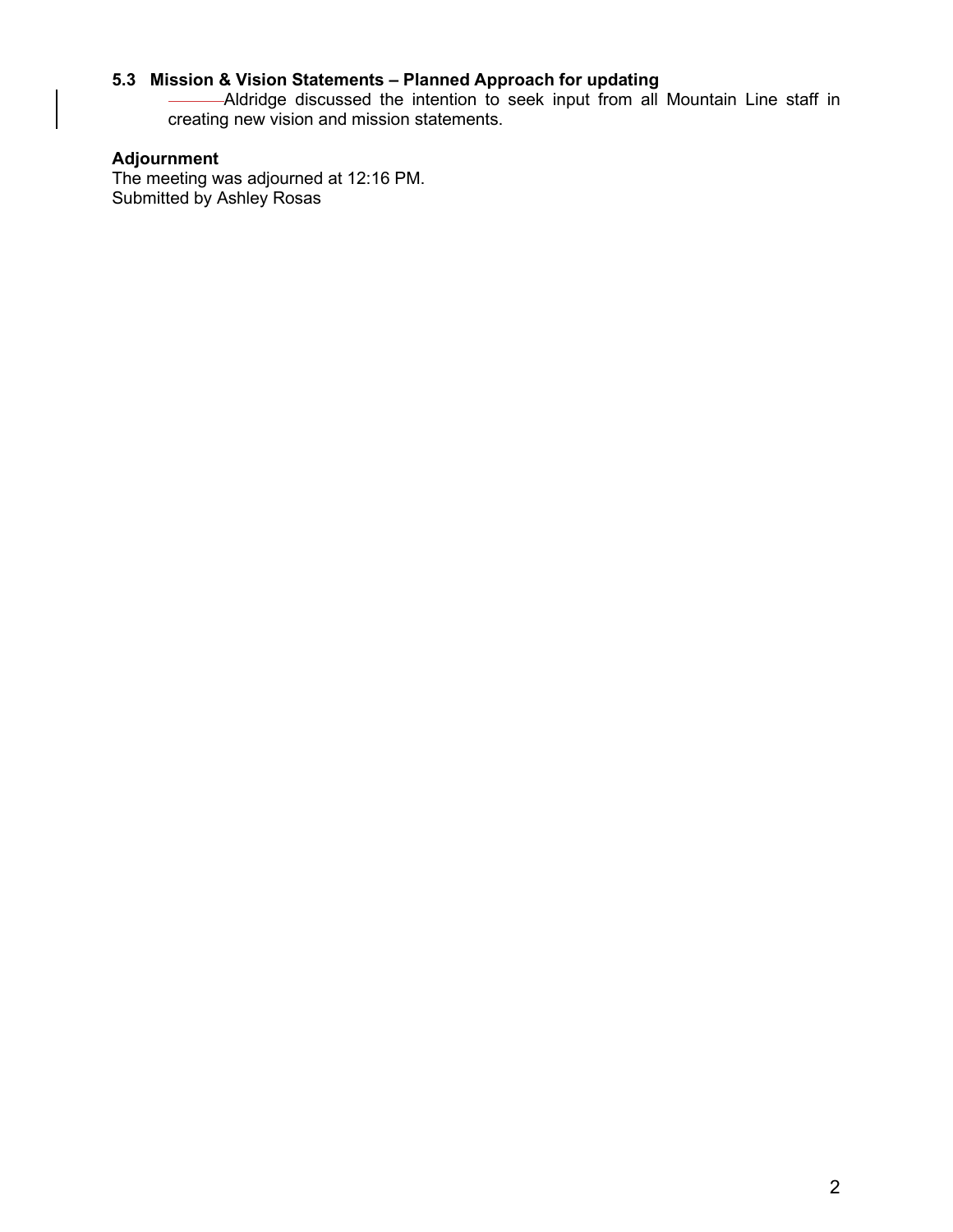### 5.3 Mission & Vision Statements – Planned Approach for updating

Aldridge discussed the intention to seek input from all Mountain Line staff in creating new vision and mission statements.

**Adjournment**

The meeting was adjourned at 12:16 PM.
Submitted by Ashley Rosas